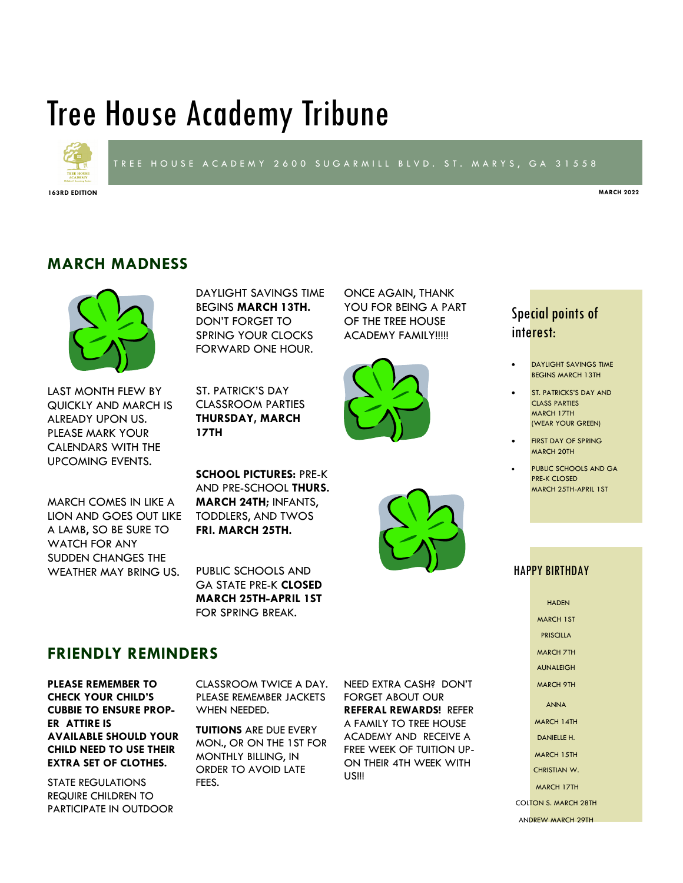# Tree House Academy Tribune

TREE HOUSE ACADEMY 2600 SUGARMILL BLVD. ST. MARYS, GA 31558

163RD EDITION

MARCH 2022

## MARCH MADNESS

LAST MONTH FLEW BY QUICKLY AND MARCH IS ALREADY UPON US. PLEASE MARK YOUR CALENDARS WITH THE UPCOMING EVENTS.

MARCH COMES IN LIKE A LION AND GOES OUT LIKE A LAMB, SO BE SURE TO WATCH FOR ANY SUDDEN CHANGES THE WEATHER MAY BRING US.

DAYLIGHT SAVINGS TIME BEGINS **MARCH 13TH.** DON'T FORGET TO SPRING YOUR CLOCKS FORWARD ONE HOUR.

ST. PATRICK'S DAY CLASSROOM PARTIES **THURSDAY, MARCH 17TH**

**SCHOOL PICTURES:** PRE-K AND PRE-SCHOOL **THURS. MARCH 24TH;** INFANTS, TODDLERS, AND TWOS **FRI. MARCH 25TH.**

PUBLIC SCHOOLS AND GA STATE PRE-K **CLOSED MARCH 25TH-APRIL 1ST** FOR SPRING BREAK.

ONCE AGAIN, THANK YOU FOR BEING A PART OF THE TREE HOUSE ACADEMY FAMILY!!!!!

## FRIENDLY REMINDERS

**PLEASE REMEMBER TO CHECK YOUR CHILD'S CUBBIE TO ENSURE PROPER ATTIRE IS AVAILABLE SHOULD YOUR CHILD NEED TO USE THEIR EXTRA SET OF CLOTHES.**

STATE REGULATIONS REQUIRE CHILDREN TO PARTICIPATE IN OUTDOOR CLASSROOM TWICE A DAY. PLEASE REMEMBER JACKETS WHEN NEEDED.

**TUITIONS** ARE DUE EVERY MON., OR ON THE 1ST FOR MONTHLY BILLING, IN ORDER TO AVOID LATE FEES.

NEED EXTRA CASH? DON'T FORGET ABOUT OUR **REFERAL REWARDS!** REFER A FAMILY TO TREE HOUSE ACADEMY AND RECEIVE A FREE WEEK OF TUITION UPON THEIR 4TH WEEK WITH US!!!

### Special points of interest:

- DAYLIGHT SAVINGS TIME BEGINS MARCH 13TH
- ST. PATRICKS'S DAY AND CLASS PARTIES MARCH 17TH (WEAR YOUR GREEN)
- FIRST DAY OF SPRING MARCH 20TH
- PUBLIC SCHOOLS AND GA PRE-K CLOSED MARCH 25TH-APRIL 1ST

### HAPPY BIRTHDAY

HADEN
MARCH 1ST

PRISCILLA
MARCH 7TH

AUNALEIGH
MARCH 9TH

ANNA
MARCH 14TH

DANIELLE H.
MARCH 15TH

CHRISTIAN W.
MARCH 17TH

COLTON S. MARCH 28TH

ANDREW MARCH 29TH